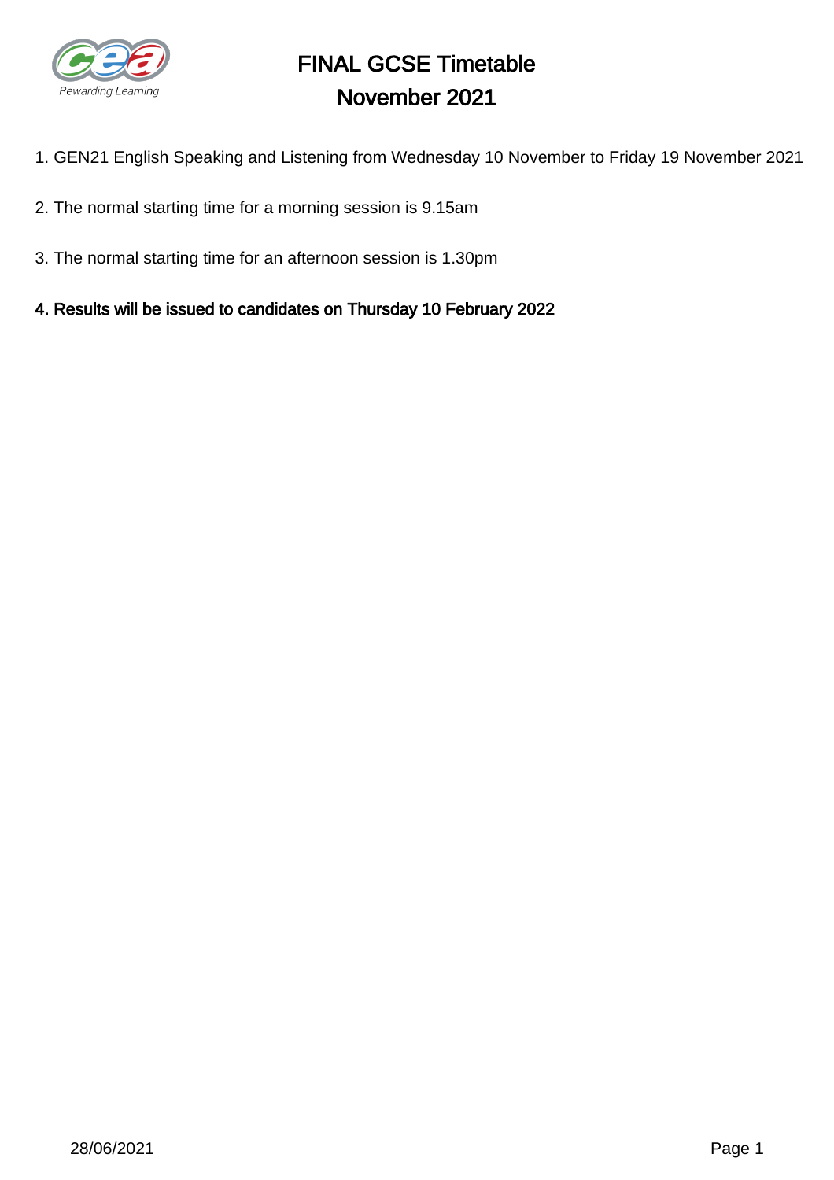# FINAL GCSE Timetable
# November 2021

1. GEN21 English Speaking and Listening from Wednesday 10 November to Friday 19 November 2021

2. The normal starting time for a morning session is 9.15am

3. The normal starting time for an afternoon session is 1.30pm

4. **Results will be issued to candidates on Thursday 10 February 2022**

28/06/2021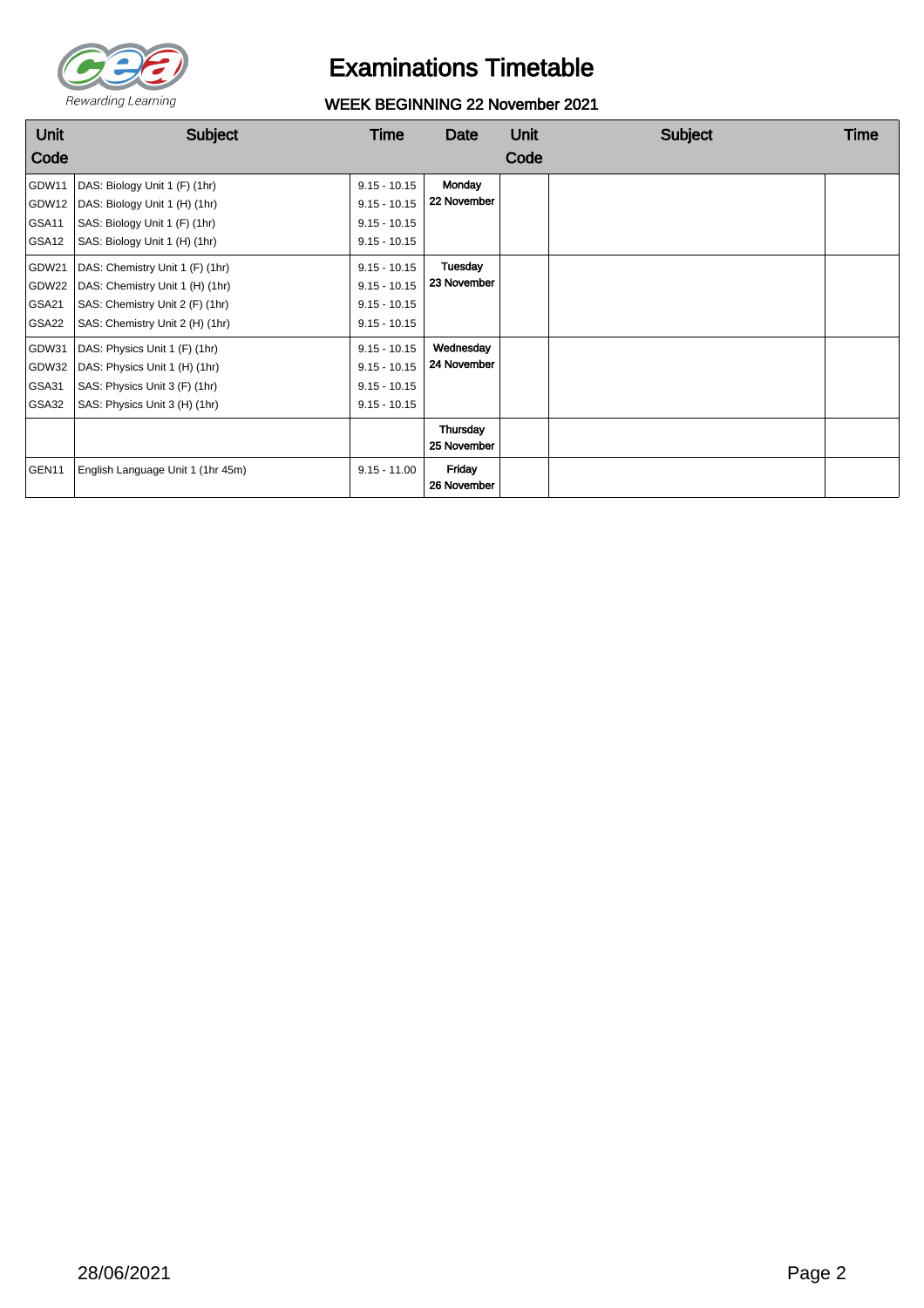# Examinations Timetable

## WEEK BEGINNING 22 November 2021

| Unit Code | Subject | Time | Date | Unit Code | Subject | Time |
|---|---|---|---|---|---|---|
| GDW11 | DAS: Biology Unit 1 (F) (1hr) | 9.15 - 10.15 | Monday 22 November | | | |
| GDW12 | DAS: Biology Unit 1 (H) (1hr) | 9.15 - 10.15 | | | | |
| GSA11 | SAS: Biology Unit 1 (F) (1hr) | 9.15 - 10.15 | | | | |
| GSA12 | SAS: Biology Unit 1 (H) (1hr) | 9.15 - 10.15 | | | | |
| GDW21 | DAS: Chemistry Unit 1 (F) (1hr) | 9.15 - 10.15 | Tuesday 23 November | | | |
| GDW22 | DAS: Chemistry Unit 1 (H) (1hr) | 9.15 - 10.15 | | | | |
| GSA21 | SAS: Chemistry Unit 2 (F) (1hr) | 9.15 - 10.15 | | | | |
| GSA22 | SAS: Chemistry Unit 2 (H) (1hr) | 9.15 - 10.15 | | | | |
| GDW31 | DAS: Physics Unit 1 (F) (1hr) | 9.15 - 10.15 | Wednesday 24 November | | | |
| GDW32 | DAS: Physics Unit 1 (H) (1hr) | 9.15 - 10.15 | | | | |
| GSA31 | SAS: Physics Unit 3 (F) (1hr) | 9.15 - 10.15 | | | | |
| GSA32 | SAS: Physics Unit 3 (H) (1hr) | 9.15 - 10.15 | | | | |
| | | | Thursday 25 November | | | |
| GEN11 | English Language Unit 1 (1hr 45m) | 9.15 - 11.00 | Friday 26 November | | | |

28/06/2021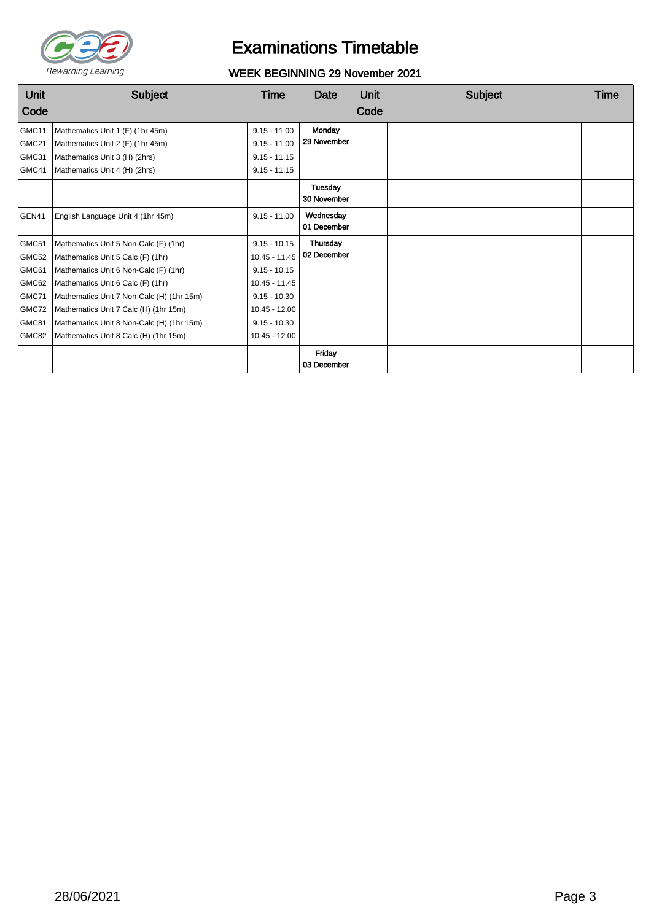# Examinations Timetable

## WEEK BEGINNING 29 November 2021

| Unit Code | Subject | Time | Date | Unit Code | Subject | Time |
|---|---|---|---|---|---|---|
| GMC11 | Mathematics Unit 1 (F) (1hr 45m) | 9.15 - 11.00 | Monday 29 November | | | |
| GMC21 | Mathematics Unit 2 (F) (1hr 45m) | 9.15 - 11.00 | | | | |
| GMC31 | Mathematics Unit 3 (H) (2hrs) | 9.15 - 11.15 | | | | |
| GMC41 | Mathematics Unit 4 (H) (2hrs) | 9.15 - 11.15 | | | | |
| | | | Tuesday 30 November | | | |
| GEN41 | English Language Unit 4 (1hr 45m) | 9.15 - 11.00 | Wednesday 01 December | | | |
| GMC51 | Mathematics Unit 5 Non-Calc (F) (1hr) | 9.15 - 10.15 | Thursday 02 December | | | |
| GMC52 | Mathematics Unit 5 Calc (F) (1hr) | 10.45 - 11.45 | | | | |
| GMC61 | Mathematics Unit 6 Non-Calc (F) (1hr) | 9.15 - 10.15 | | | | |
| GMC62 | Mathematics Unit 6 Calc (F) (1hr) | 10.45 - 11.45 | | | | |
| GMC71 | Mathematics Unit 7 Non-Calc (H) (1hr 15m) | 9.15 - 10.30 | | | | |
| GMC72 | Mathematics Unit 7 Calc (H) (1hr 15m) | 10.45 - 12.00 | | | | |
| GMC81 | Mathematics Unit 8 Non-Calc (H) (1hr 15m) | 9.15 - 10.30 | | | | |
| GMC82 | Mathematics Unit 8 Calc (H) (1hr 15m) | 10.45 - 12.00 | | | | |
| | | | Friday 03 December | | | |

28/06/2021